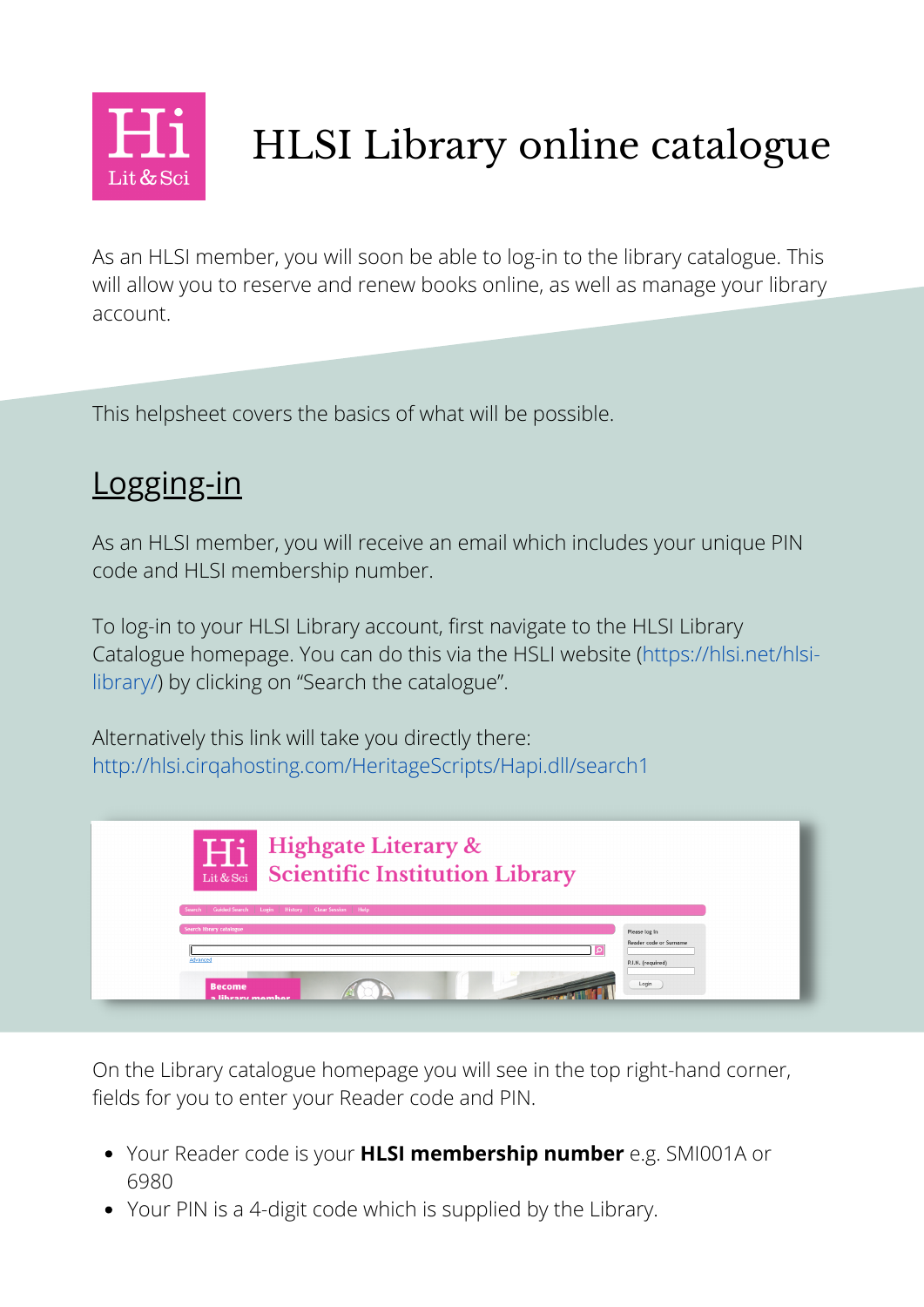# HLSI Library online catalogue

As an HLSI member, you will soon be able to log-in to the library catalogue. This will allow you to reserve and renew books online, as well as manage your library account.

This helpsheet covers the basics of what will be possible.

## Logging-in

As an HLSI member, you will receive an email which includes your unique PIN code and HLSI membership number.

To log-in to your HLSI Library account, first navigate to the HLSI Library Catalogue homepage. You can do this via the HSLI website (https://hlsi.net/hlsi-library/) by clicking on "Search the catalogue".

Alternatively this link will take you directly there:
http://hlsi.cirqahosting.com/HeritageScripts/Hapi.dll/search1

On the Library catalogue homepage you will see in the top right-hand corner, fields for you to enter your Reader code and PIN.

- Your Reader code is your **HLSI membership number** e.g. SMI001A or 6980
- Your PIN is a 4-digit code which is supplied by the Library.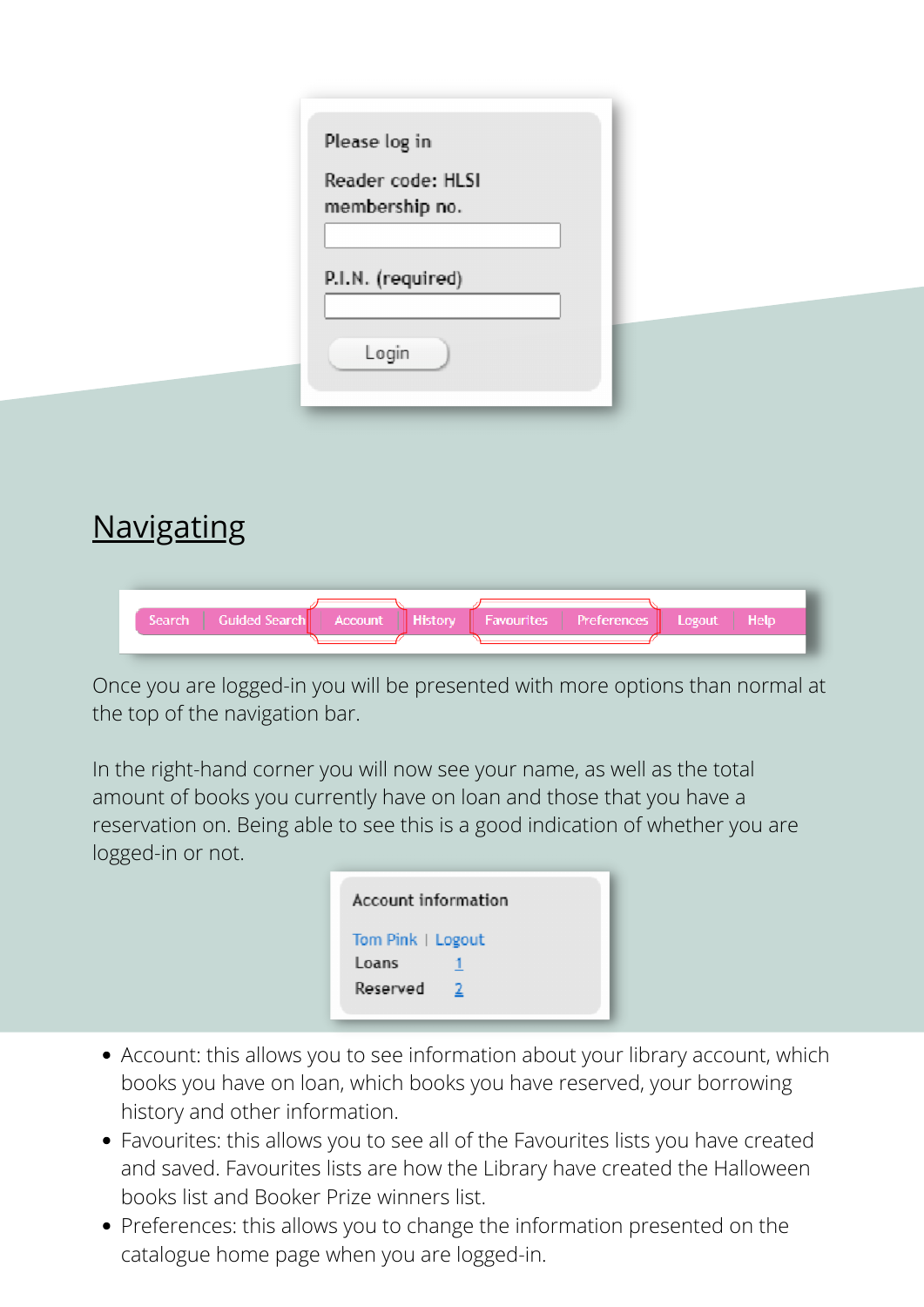Please log in

Reader code: HLSI membership no.

P.I.N. (required)

Login

## Navigating

Search | Guided Search | Account | History | Favourites | Preferences | Logout | Help

Once you are logged-in you will be presented with more options than normal at the top of the navigation bar.

In the right-hand corner you will now see your name, as well as the total amount of books you currently have on loan and those that you have a reservation on. Being able to see this is a good indication of whether you are logged-in or not.

Account information

Tom Pink | Logout

Loans 1

Reserved 2

- Account: this allows you to see information about your library account, which books you have on loan, which books you have reserved, your borrowing history and other information.
- Favourites: this allows you to see all of the Favourites lists you have created and saved. Favourites lists are how the Library have created the Halloween books list and Booker Prize winners list.
- Preferences: this allows you to change the information presented on the catalogue home page when you are logged-in.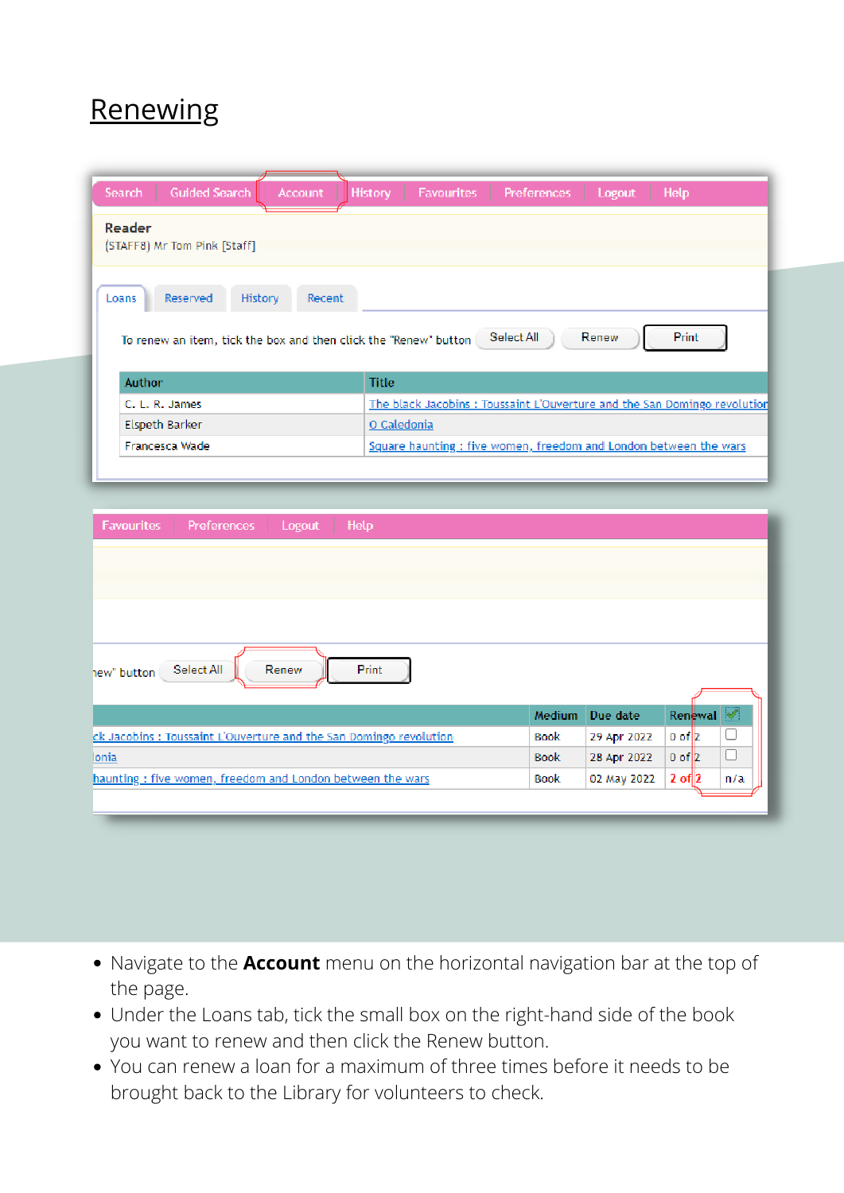# Renewing

- Navigate to the **Account** menu on the horizontal navigation bar at the top of the page.
- Under the Loans tab, tick the small box on the right-hand side of the book you want to renew and then click the Renew button.
- You can renew a loan for a maximum of three times before it needs to be brought back to the Library for volunteers to check.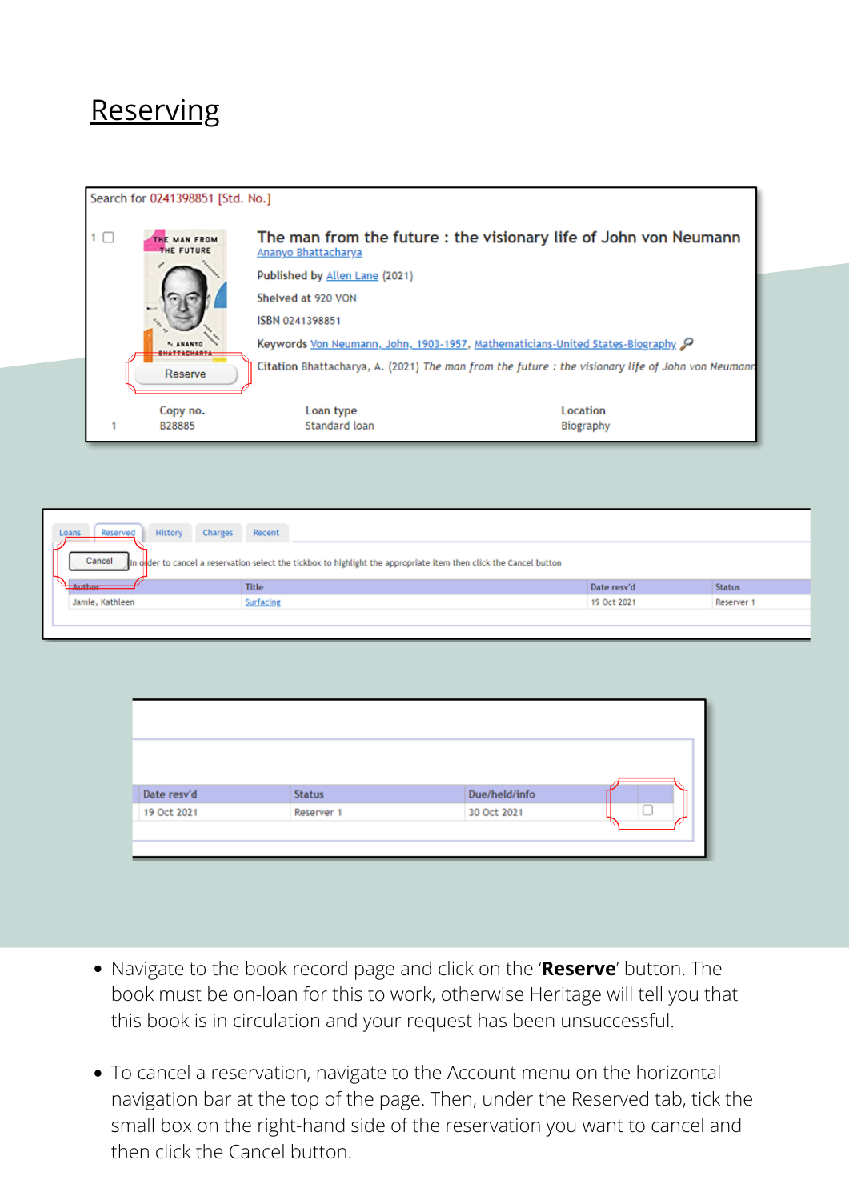## Reserving

Search for 0241398851 [Std. No.]

1 The man from the future : the visionary life of John von Neumann
Ananyo Bhattacharya
Published by Allen Lane (2021)
Shelved at 920 VON
ISBN 0241398851
Keywords Von Neumann, John, 1903-1957, Mathematicians-United States-Biography
Citation Bhattacharya, A. (2021) *The man from the future : the visionary life of John von Neumann*

Reserve

| | Copy no. | Loan type | Location |
|---|---|---|---|
| 1 | B28885 | Standard loan | Biography |

Loans | Reserved | History | Charges | Recent

Cancel In order to cancel a reservation select the tickbox to highlight the appropriate item then click the Cancel button

| Author | Title | Date resv'd | Status |
|---|---|---|---|
| Jamie, Kathleen | Surfacing | 19 Oct 2021 | Reserver 1 |

| Date resv'd | Status | Due/held/info | |
|---|---|---|---|
| 19 Oct 2021 | Reserver 1 | 30 Oct 2021 | ☐ |

- Navigate to the book record page and click on the '**Reserve**' button. The book must be on-loan for this to work, otherwise Heritage will tell you that this book is in circulation and your request has been unsuccessful.
- To cancel a reservation, navigate to the Account menu on the horizontal navigation bar at the top of the page. Then, under the Reserved tab, tick the small box on the right-hand side of the reservation you want to cancel and then click the Cancel button.